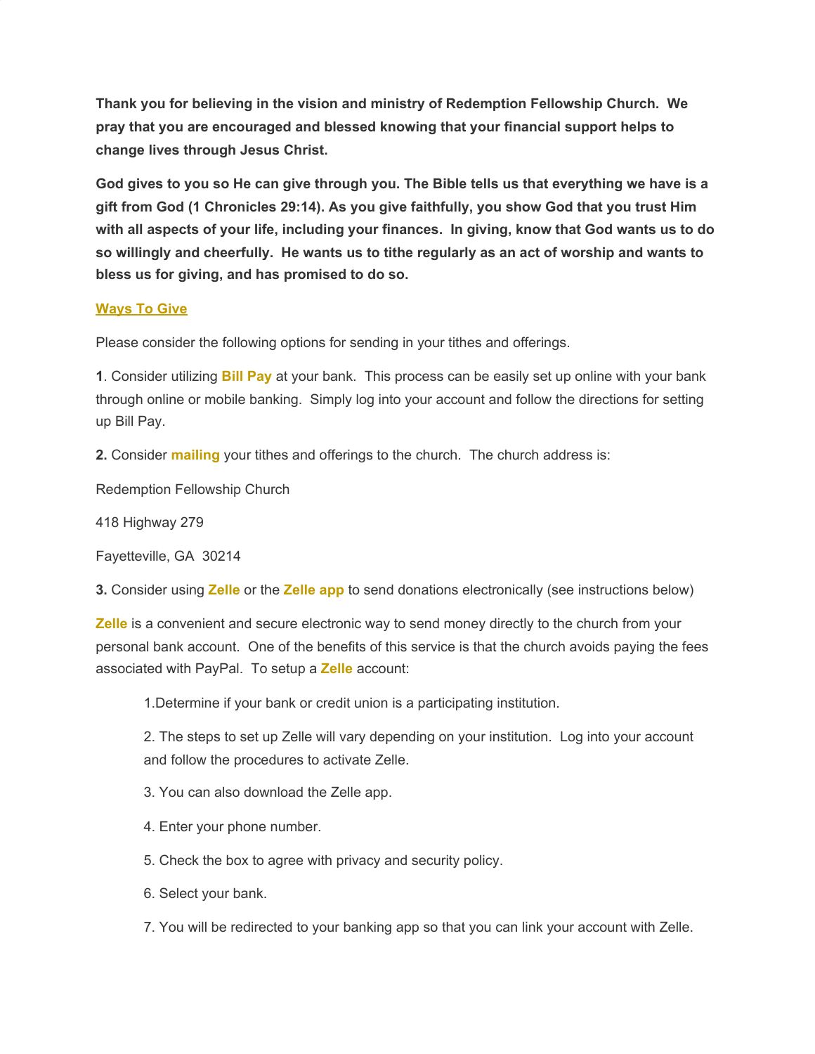**Thank you for believing in the vision and ministry of Redemption Fellowship Church. We pray that you are encouraged and blessed knowing that your financial support helps to change lives through Jesus Christ.**

**God gives to you so He can give through you. The Bible tells us that everything we have is a gift from God (1 Chronicles 29:14). As you give faithfully, you show God that you trust Him with all aspects of your life, including your finances. In giving, know that God wants us to do so willingly and cheerfully. He wants us to tithe regularly as an act of worship and wants to bless us for giving, and has promised to do so.**

## Ways To Give

Please consider the following options for sending in your tithes and offerings.

**1**. Consider utilizing **Bill Pay** at your bank. This process can be easily set up online with your bank through online or mobile banking. Simply log into your account and follow the directions for setting up Bill Pay.

**2.** Consider **mailing** your tithes and offerings to the church. The church address is:

Redemption Fellowship Church

418 Highway 279

Fayetteville, GA 30214

**3.** Consider using **Zelle** or the **Zelle app** to send donations electronically (see instructions below)

**Zelle** is a convenient and secure electronic way to send money directly to the church from your personal bank account. One of the benefits of this service is that the church avoids paying the fees associated with PayPal. To setup a **Zelle** account:

1. Determine if your bank or credit union is a participating institution.
2. The steps to set up Zelle will vary depending on your institution. Log into your account and follow the procedures to activate Zelle.
3. You can also download the Zelle app.
4. Enter your phone number.
5. Check the box to agree with privacy and security policy.
6. Select your bank.
7. You will be redirected to your banking app so that you can link your account with Zelle.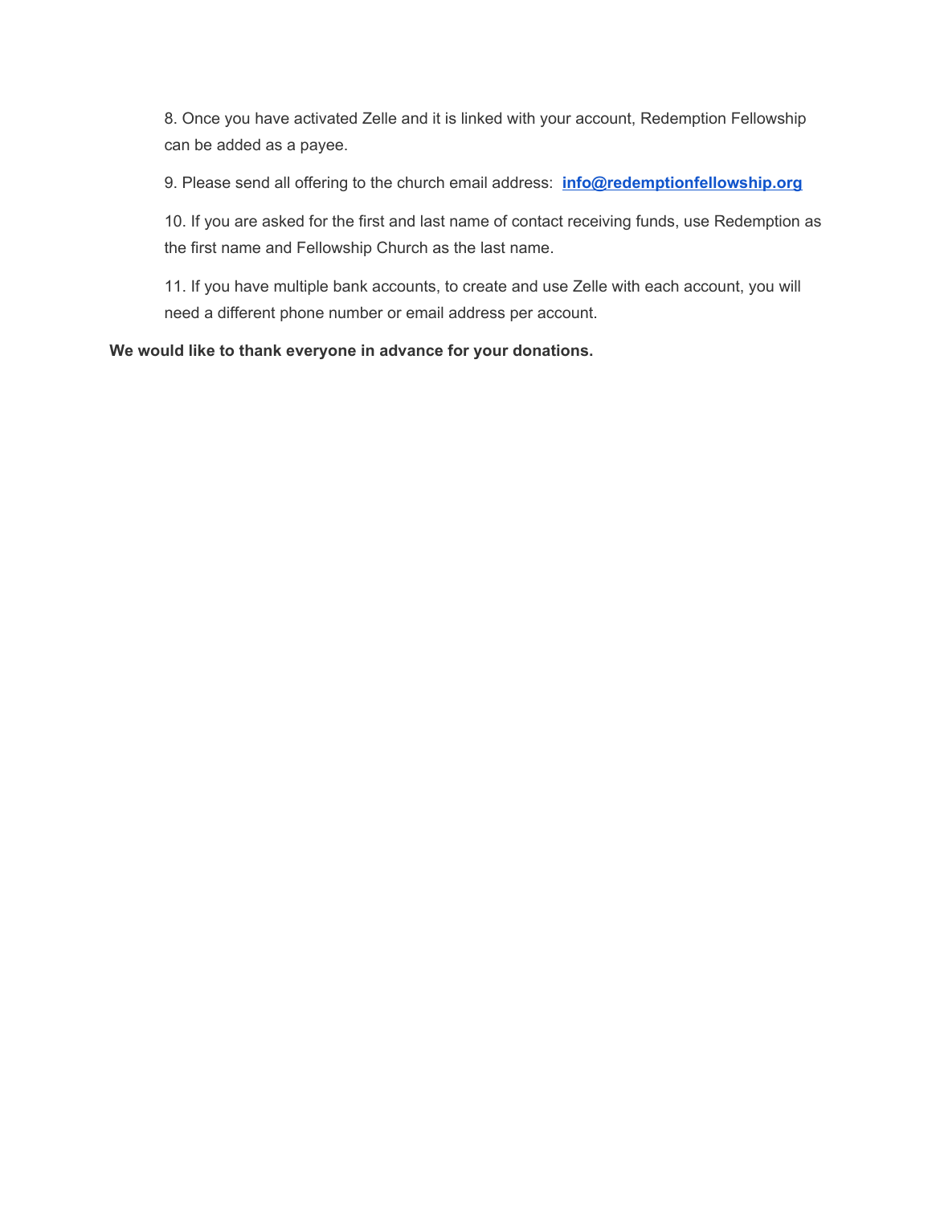8. Once you have activated Zelle and it is linked with your account, Redemption Fellowship can be added as a payee.

9. Please send all offering to the church email address: **info@redemptionfellowship.org**

10. If you are asked for the first and last name of contact receiving funds, use Redemption as the first name and Fellowship Church as the last name.

11. If you have multiple bank accounts, to create and use Zelle with each account, you will need a different phone number or email address per account.

**We would like to thank everyone in advance for your donations.**